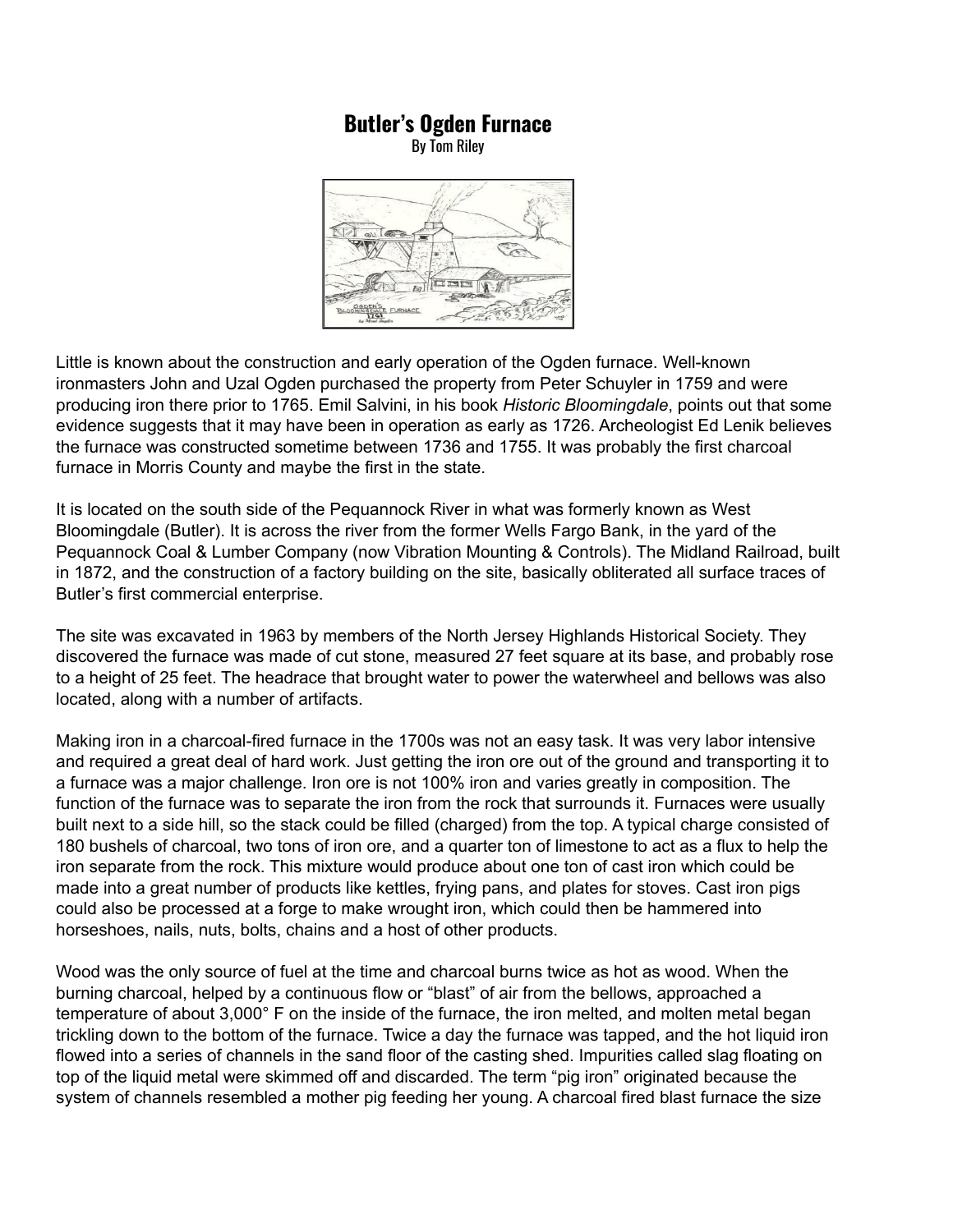# Butler's Ogden Furnace

By Tom Riley

Little is known about the construction and early operation of the Ogden furnace. Well-known ironmasters John and Uzal Ogden purchased the property from Peter Schuyler in 1759 and were producing iron there prior to 1765. Emil Salvini, in his book *Historic Bloomingdale*, points out that some evidence suggests that it may have been in operation as early as 1726. Archeologist Ed Lenik believes the furnace was constructed sometime between 1736 and 1755. It was probably the first charcoal furnace in Morris County and maybe the first in the state.

It is located on the south side of the Pequannock River in what was formerly known as West Bloomingdale (Butler). It is across the river from the former Wells Fargo Bank, in the yard of the Pequannock Coal & Lumber Company (now Vibration Mounting & Controls). The Midland Railroad, built in 1872, and the construction of a factory building on the site, basically obliterated all surface traces of Butler's first commercial enterprise.

The site was excavated in 1963 by members of the North Jersey Highlands Historical Society. They discovered the furnace was made of cut stone, measured 27 feet square at its base, and probably rose to a height of 25 feet. The headrace that brought water to power the waterwheel and bellows was also located, along with a number of artifacts.

Making iron in a charcoal-fired furnace in the 1700s was not an easy task. It was very labor intensive and required a great deal of hard work. Just getting the iron ore out of the ground and transporting it to a furnace was a major challenge. Iron ore is not 100% iron and varies greatly in composition. The function of the furnace was to separate the iron from the rock that surrounds it. Furnaces were usually built next to a side hill, so the stack could be filled (charged) from the top. A typical charge consisted of 180 bushels of charcoal, two tons of iron ore, and a quarter ton of limestone to act as a flux to help the iron separate from the rock. This mixture would produce about one ton of cast iron which could be made into a great number of products like kettles, frying pans, and plates for stoves. Cast iron pigs could also be processed at a forge to make wrought iron, which could then be hammered into horseshoes, nails, nuts, bolts, chains and a host of other products.

Wood was the only source of fuel at the time and charcoal burns twice as hot as wood. When the burning charcoal, helped by a continuous flow or "blast" of air from the bellows, approached a temperature of about 3,000° F on the inside of the furnace, the iron melted, and molten metal began trickling down to the bottom of the furnace. Twice a day the furnace was tapped, and the hot liquid iron flowed into a series of channels in the sand floor of the casting shed. Impurities called slag floating on top of the liquid metal were skimmed off and discarded. The term "pig iron" originated because the system of channels resembled a mother pig feeding her young. A charcoal fired blast furnace the size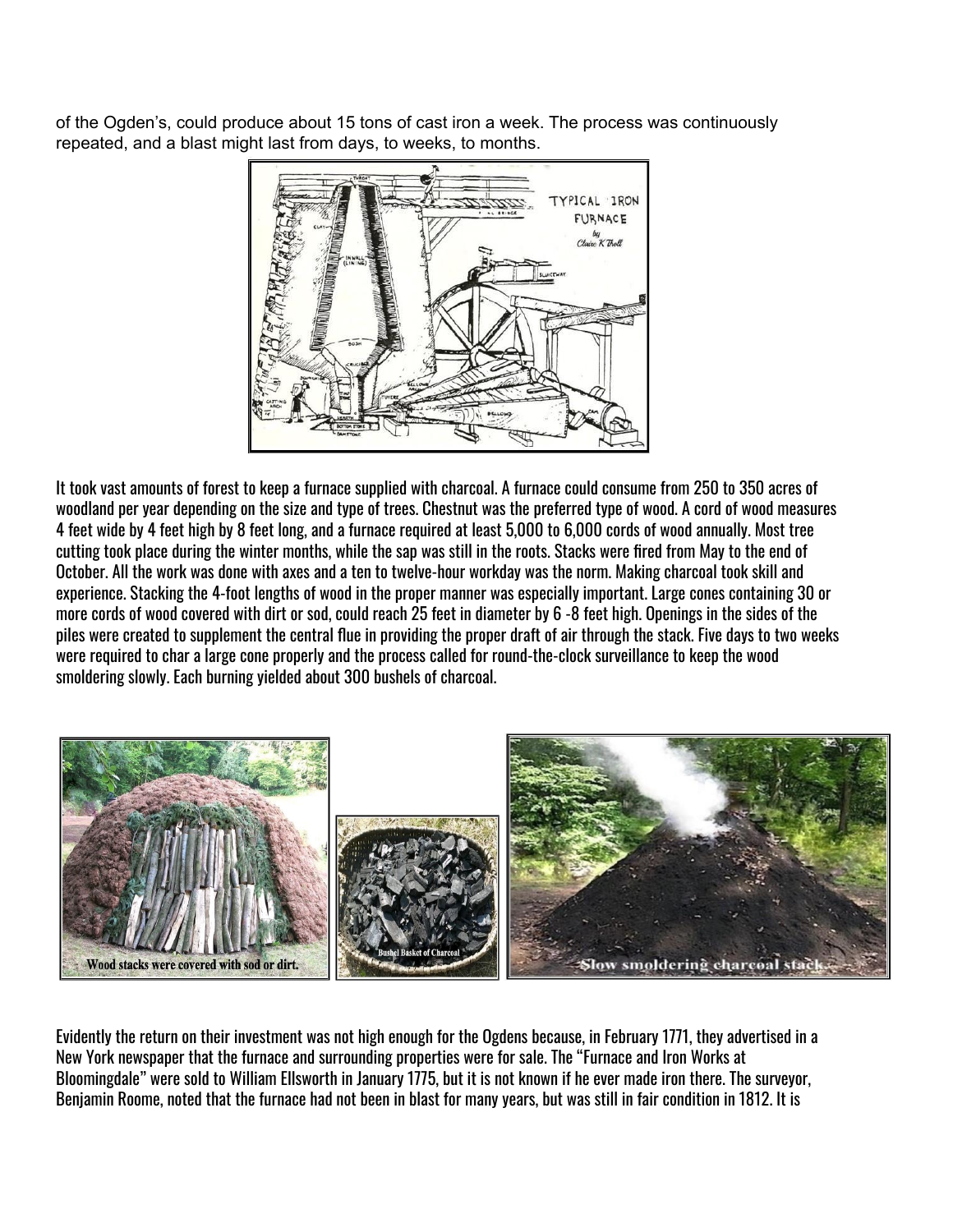of the Ogden's, could produce about 15 tons of cast iron a week. The process was continuously repeated, and a blast might last from days, to weeks, to months.

It took vast amounts of forest to keep a furnace supplied with charcoal. A furnace could consume from 250 to 350 acres of woodland per year depending on the size and type of trees. Chestnut was the preferred type of wood. A cord of wood measures 4 feet wide by 4 feet high by 8 feet long, and a furnace required at least 5,000 to 6,000 cords of wood annually. Most tree cutting took place during the winter months, while the sap was still in the roots. Stacks were fired from May to the end of October. All the work was done with axes and a ten to twelve-hour workday was the norm. Making charcoal took skill and experience. Stacking the 4-foot lengths of wood in the proper manner was especially important. Large cones containing 30 or more cords of wood covered with dirt or sod, could reach 25 feet in diameter by 6 -8 feet high. Openings in the sides of the piles were created to supplement the central flue in providing the proper draft of air through the stack. Five days to two weeks were required to char a large cone properly and the process called for round-the-clock surveillance to keep the wood smoldering slowly. Each burning yielded about 300 bushels of charcoal.

Wood stacks were covered with sod or dirt.

Bushel Basket of Charcoal

Slow smoldering charcoal stack.

Evidently the return on their investment was not high enough for the Ogdens because, in February 1771, they advertised in a New York newspaper that the furnace and surrounding properties were for sale. The "Furnace and Iron Works at Bloomingdale" were sold to William Ellsworth in January 1775, but it is not known if he ever made iron there. The surveyor, Benjamin Roome, noted that the furnace had not been in blast for many years, but was still in fair condition in 1812. It is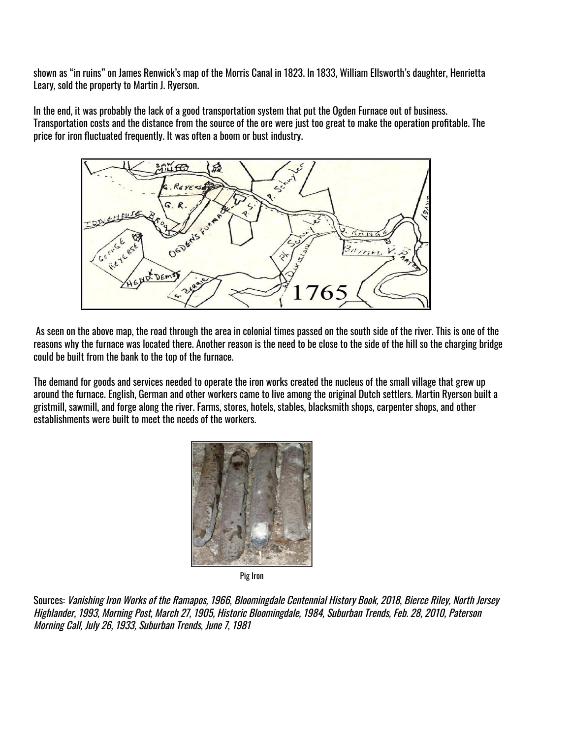shown as "in ruins" on James Renwick's map of the Morris Canal in 1823. In 1833, William Ellsworth's daughter, Henrietta Leary, sold the property to Martin J. Ryerson.

In the end, it was probably the lack of a good transportation system that put the Ogden Furnace out of business. Transportation costs and the distance from the source of the ore were just too great to make the operation profitable. The price for iron fluctuated frequently. It was often a boom or bust industry.

As seen on the above map, the road through the area in colonial times passed on the south side of the river. This is one of the reasons why the furnace was located there. Another reason is the need to be close to the side of the hill so the charging bridge could be built from the bank to the top of the furnace.

The demand for goods and services needed to operate the iron works created the nucleus of the small village that grew up around the furnace. English, German and other workers came to live among the original Dutch settlers. Martin Ryerson built a gristmill, sawmill, and forge along the river. Farms, stores, hotels, stables, blacksmith shops, carpenter shops, and other establishments were built to meet the needs of the workers.

Pig Iron

Sources: *Vanishing Iron Works of the Ramapos, 1966*, *Bloomingdale Centennial History Book, 2018*, *Bierce Riley, North Jersey Highlander, 1993, Morning Post, March 27, 1905, Historic Bloomingdale, 1984, Suburban Trends, Feb. 28, 2010, Paterson Morning Call, July 26, 1933, Suburban Trends, June 7, 1981*